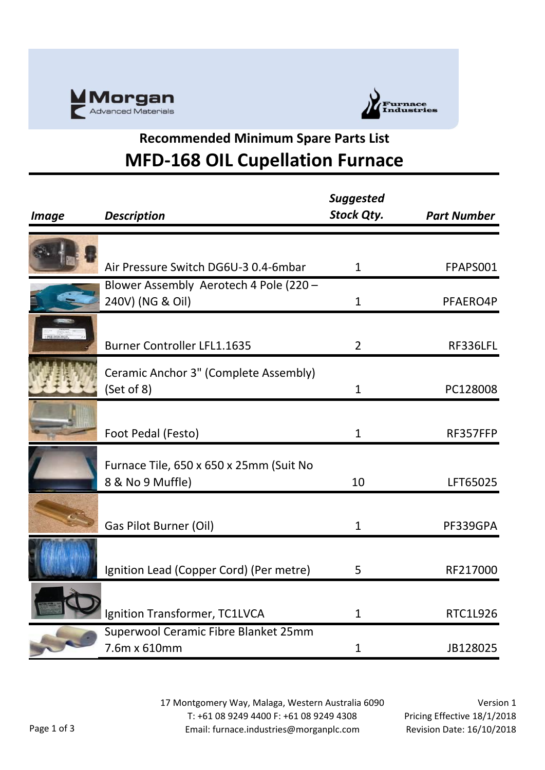Morgan Advanced Materials

Furnace Industries

## Recommended Minimum Spare Parts List

# MFD-168 OIL Cupellation Furnace

| *Image* | *Description* | *Suggested Stock Qty.* | *Part Number* |
|---|---|---|---|
| | Air Pressure Switch DG6U-3 0.4-6mbar | 1 | FPAPS001 |
| | Blower Assembly Aerotech 4 Pole (220 – 240V) (NG & Oil) | 1 | PFAERO4P |
| | Burner Controller LFL1.1635 | 2 | RF336LFL |
| | Ceramic Anchor 3" (Complete Assembly) (Set of 8) | 1 | PC128008 |
| | Foot Pedal (Festo) | 1 | RF357FFP |
| | Furnace Tile, 650 x 650 x 25mm (Suit No 8 & No 9 Muffle) | 10 | LFT65025 |
| | Gas Pilot Burner (Oil) | 1 | PF339GPA |
| | Ignition Lead (Copper Cord) (Per metre) | 5 | RF217000 |
| | Ignition Transformer, TC1LVCA | 1 | RTC1L926 |
| | Superwool Ceramic Fibre Blanket 25mm 7.6m x 610mm | 1 | JB128025 |

17 Montgomery Way, Malaga, Western Australia 6090
T: +61 08 9249 4400 F: +61 08 9249 4308
Email: furnace.industries@morganplc.com

Version 1
Pricing Effective 18/1/2018
Revision Date: 16/10/2018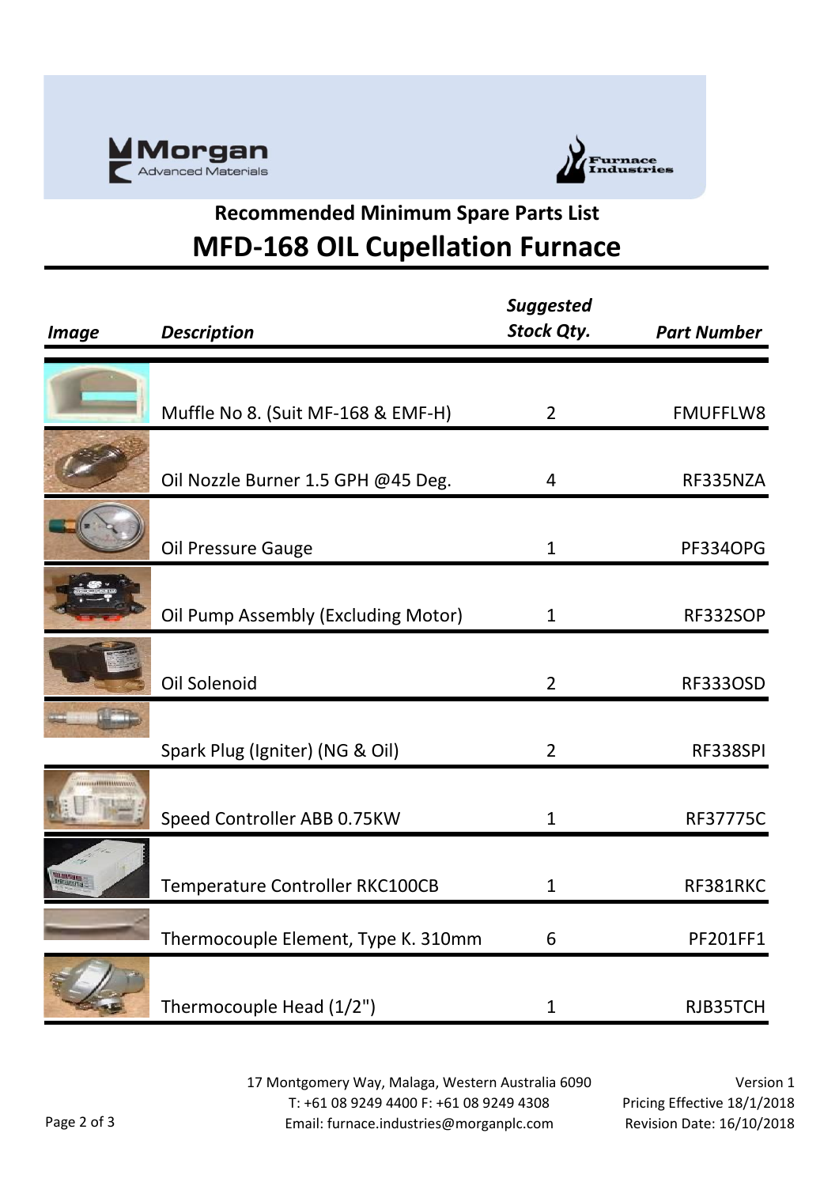Morgan Advanced Materials

Furnace Industries

## Recommended Minimum Spare Parts List

# MFD-168 OIL Cupellation Furnace

| *Image* | *Description* | *Suggested Stock Qty.* | *Part Number* |
|---|---|---|---|
| | Muffle No 8. (Suit MF-168 & EMF-H) | 2 | FMUFFLW8 |
| | Oil Nozzle Burner 1.5 GPH @45 Deg. | 4 | RF335NZA |
| | Oil Pressure Gauge | 1 | PF334OPG |
| | Oil Pump Assembly (Excluding Motor) | 1 | RF332SOP |
| | Oil Solenoid | 2 | RF333OSD |
| | Spark Plug (Igniter) (NG & Oil) | 2 | RF338SPI |
| | Speed Controller ABB 0.75KW | 1 | RF37775C |
| | Temperature Controller RKC100CB | 1 | RF381RKC |
| | Thermocouple Element, Type K. 310mm | 6 | PF201FF1 |
| | Thermocouple Head (1/2") | 1 | RJB35TCH |

17 Montgomery Way, Malaga, Western Australia 6090
T: +61 08 9249 4400 F: +61 08 9249 4308
Email: furnace.industries@morganplc.com

Version 1
Pricing Effective 18/1/2018
Revision Date: 16/10/2018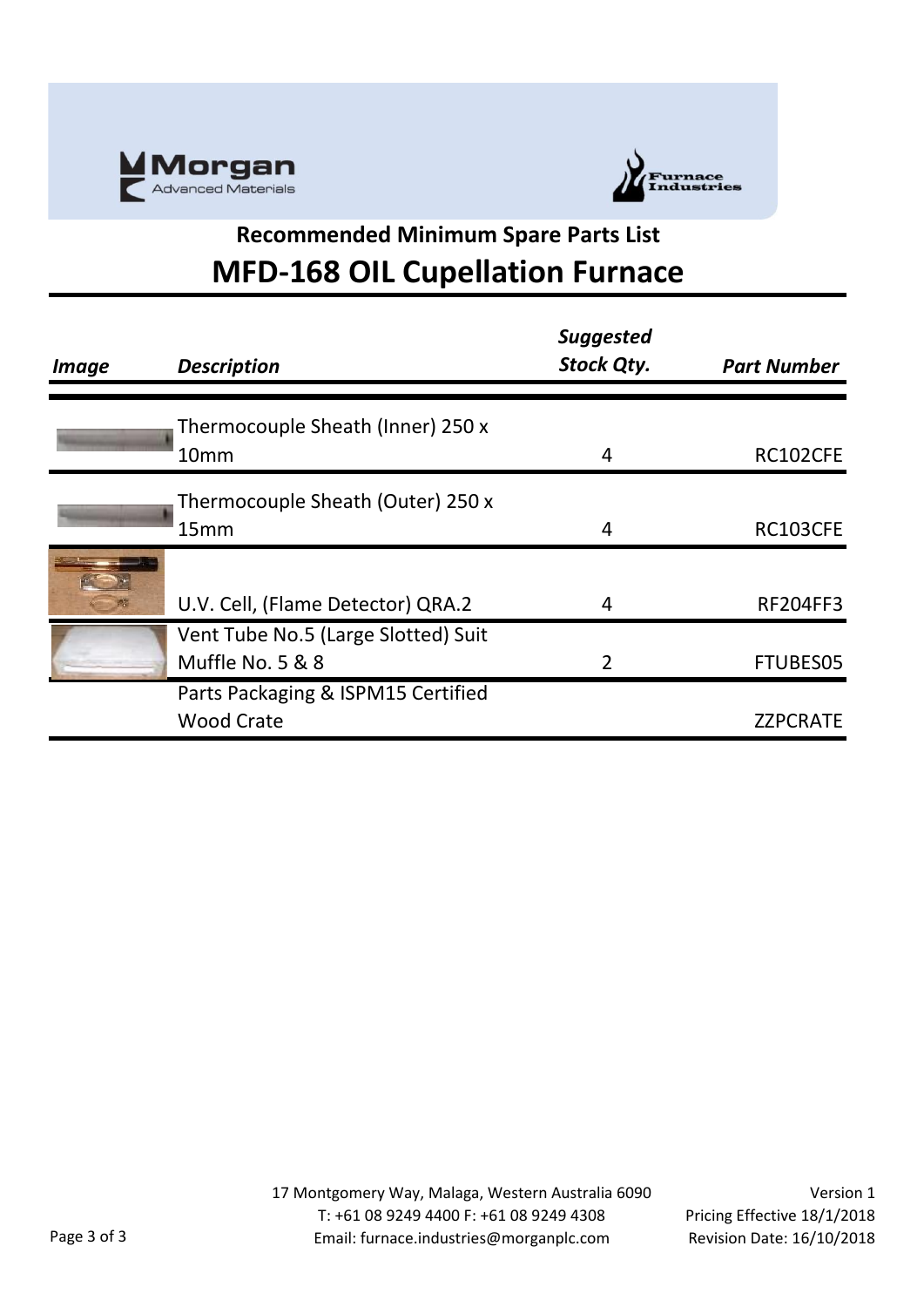## Recommended Minimum Spare Parts List

# MFD-168 OIL Cupellation Furnace

| *Image* | *Description* | *Suggested Stock Qty.* | *Part Number* |
|---|---|---|---|
| | Thermocouple Sheath (Inner) 250 x 10mm | 4 | RC102CFE |
| | Thermocouple Sheath (Outer) 250 x 15mm | 4 | RC103CFE |
| | U.V. Cell, (Flame Detector) QRA.2 | 4 | RF204FF3 |
| | Vent Tube No.5 (Large Slotted) Suit Muffle No. 5 & 8 | 2 | FTUBES05 |
| | Parts Packaging & ISPM15 Certified Wood Crate | | ZZPCRATE |

17 Montgomery Way, Malaga, Western Australia 6090
T: +61 08 9249 4400 F: +61 08 9249 4308
Email: furnace.industries@morganplc.com

Version 1
Pricing Effective 18/1/2018
Revision Date: 16/10/2018